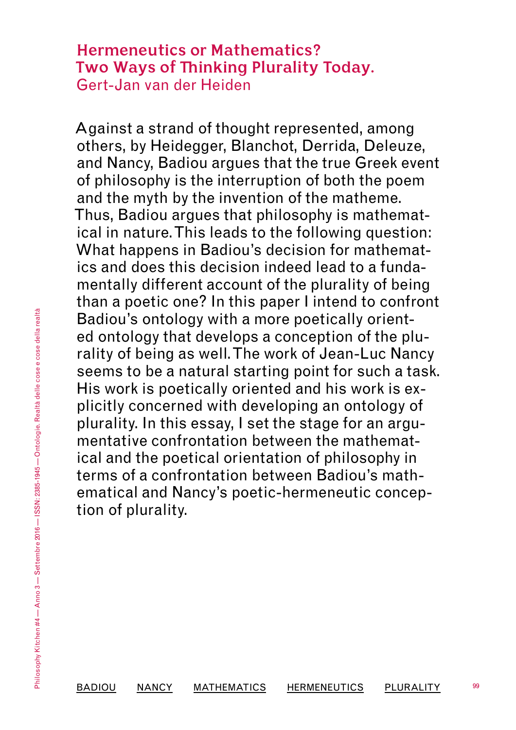# Hermeneutics or Mathematics? Two Ways of Thinking Plurality Today.

Gert-Jan van der Heiden

Against a strand of thought represented, among others, by Heidegger, Blanchot, Derrida, Deleuze, and Nancy, Badiou argues that the true Greek event of philosophy is the interruption of both the poem and the myth by the invention of the matheme. Thus, Badiou argues that philosophy is mathematical in nature. This leads to the following question: What happens in Badiou's decision for mathematics and does this decision indeed lead to a fundamentally different account of the plurality of being than a poetic one? In this paper I intend to confront Badiou's ontology with a more poetically oriented ontology that develops a conception of the plurality of being as well. The work of Jean-Luc Nancy seems to be a natural starting point for such a task. His work is poetically oriented and his work is explicitly concerned with developing an ontology of plurality. In this essay, I set the stage for an argumentative confrontation between the mathematical and the poetical orientation of philosophy in terms of a confrontation between Badiou's mathematical and Nancy's poetic-hermeneutic conception of plurality.

BADIOU NANCY MATHEMATICS HERMENEUTICS PLURALITY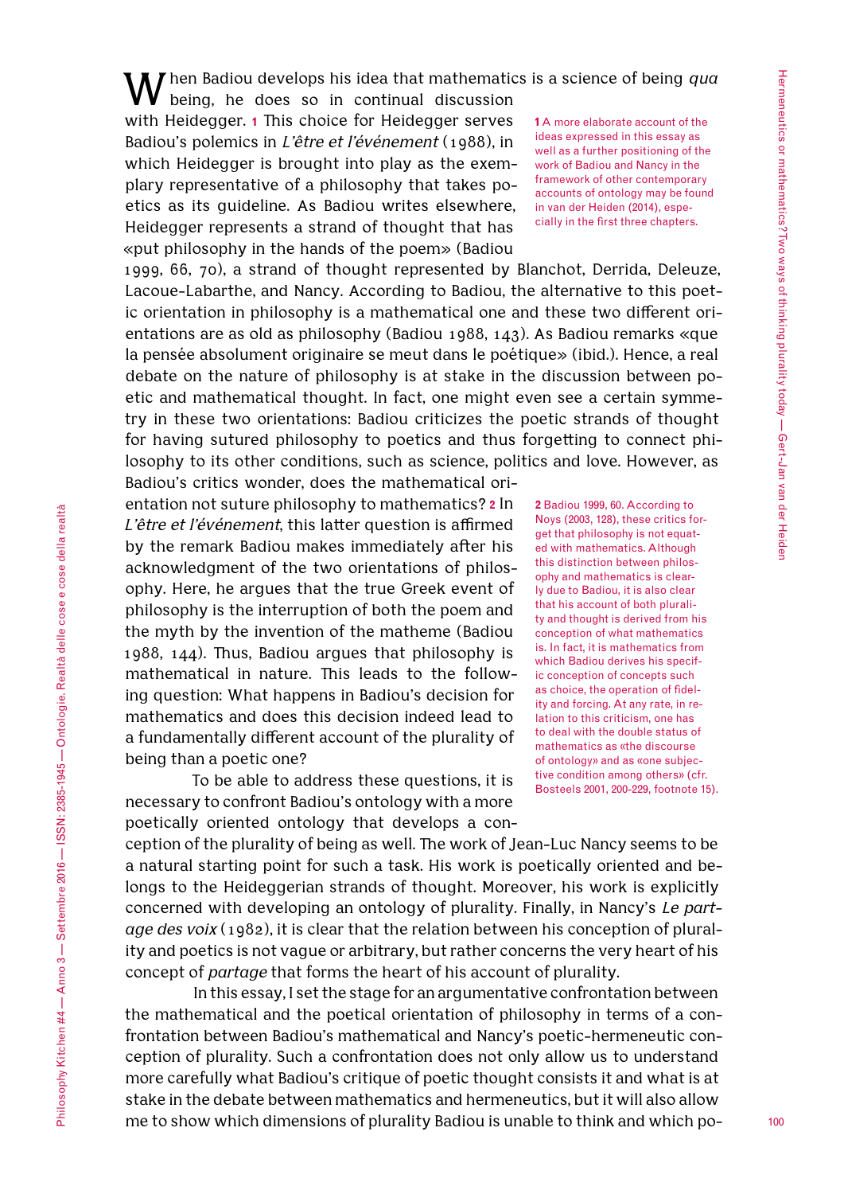When Badiou develops his idea that mathematics is a science of being *qua* being, he does so in continual discussion with Heidegger. [1] This choice for Heidegger serves Badiou's polemics in *L'être et l'événement* (1988), in which Heidegger is brought into play as the exemplary representative of a philosophy that takes poetics as its guideline. As Badiou writes elsewhere, Heidegger represents a strand of thought that has «put philosophy in the hands of the poem» (Badiou 1999, 66, 70), a strand of thought represented by Blanchot, Derrida, Deleuze, Lacoue-Labarthe, and Nancy. According to Badiou, the alternative to this poetic orientation in philosophy is a mathematical one and these two different orientations are as old as philosophy (Badiou 1988, 143). As Badiou remarks «que la pensée absolument originaire se meut dans le poétique» (ibid.). Hence, a real debate on the nature of philosophy is at stake in the discussion between poetic and mathematical thought. In fact, one might even see a certain symmetry in these two orientations: Badiou criticizes the poetic strands of thought for having sutured philosophy to poetics and thus forgetting to connect philosophy to its other conditions, such as science, politics and love. However, as Badiou's critics wonder, does the mathematical orientation not suture philosophy to mathematics? [2] In *L'être et l'événement*, this latter question is affirmed by the remark Badiou makes immediately after his acknowledgment of the two orientations of philosophy. Here, he argues that the true Greek event of philosophy is the interruption of both the poem and the myth by the invention of the matheme (Badiou 1988, 144). Thus, Badiou argues that philosophy is mathematical in nature. This leads to the following question: What happens in Badiou's decision for mathematics and does this decision indeed lead to a fundamentally different account of the plurality of being than a poetic one?

To be able to address these questions, it is necessary to confront Badiou's ontology with a more poetically oriented ontology that develops a conception of the plurality of being as well. The work of Jean-Luc Nancy seems to be a natural starting point for such a task. His work is poetically oriented and belongs to the Heideggerian strands of thought. Moreover, his work is explicitly concerned with developing an ontology of plurality. Finally, in Nancy's *Le partage des voix* (1982), it is clear that the relation between his conception of plurality and poetics is not vague or arbitrary, but rather concerns the very heart of his concept of *partage* that forms the heart of his account of plurality.

In this essay, I set the stage for an argumentative confrontation between the mathematical and the poetical orientation of philosophy in terms of a confrontation between Badiou's mathematical and Nancy's poetic-hermeneutic conception of plurality. Such a confrontation does not only allow us to understand more carefully what Badiou's critique of poetic thought consists it and what is at stake in the debate between mathematics and hermeneutics, but it will also allow me to show which dimensions of plurality Badiou is unable to think and which po-

[1] A more elaborate account of the ideas expressed in this essay as well as a further positioning of the work of Badiou and Nancy in the framework of other contemporary accounts of ontology may be found in van der Heiden (2014), especially in the first three chapters.

[2] Badiou 1999, 60. According to Noys (2003, 128), these critics forget that philosophy is not equated with mathematics. Although this distinction between philosophy and mathematics is clearly due to Badiou, it is also clear that his account of both plurality and thought is derived from his conception of what mathematics is. In fact, it is mathematics from which Badiou derives his specific conception of concepts such as choice, the operation of fidelity and forcing. At any rate, in relation to this criticism, one has to deal with the double status of mathematics as «the discourse of ontology» and as «one subjective condition among others» (cfr. Bosteels 2001, 200-229, footnote 15).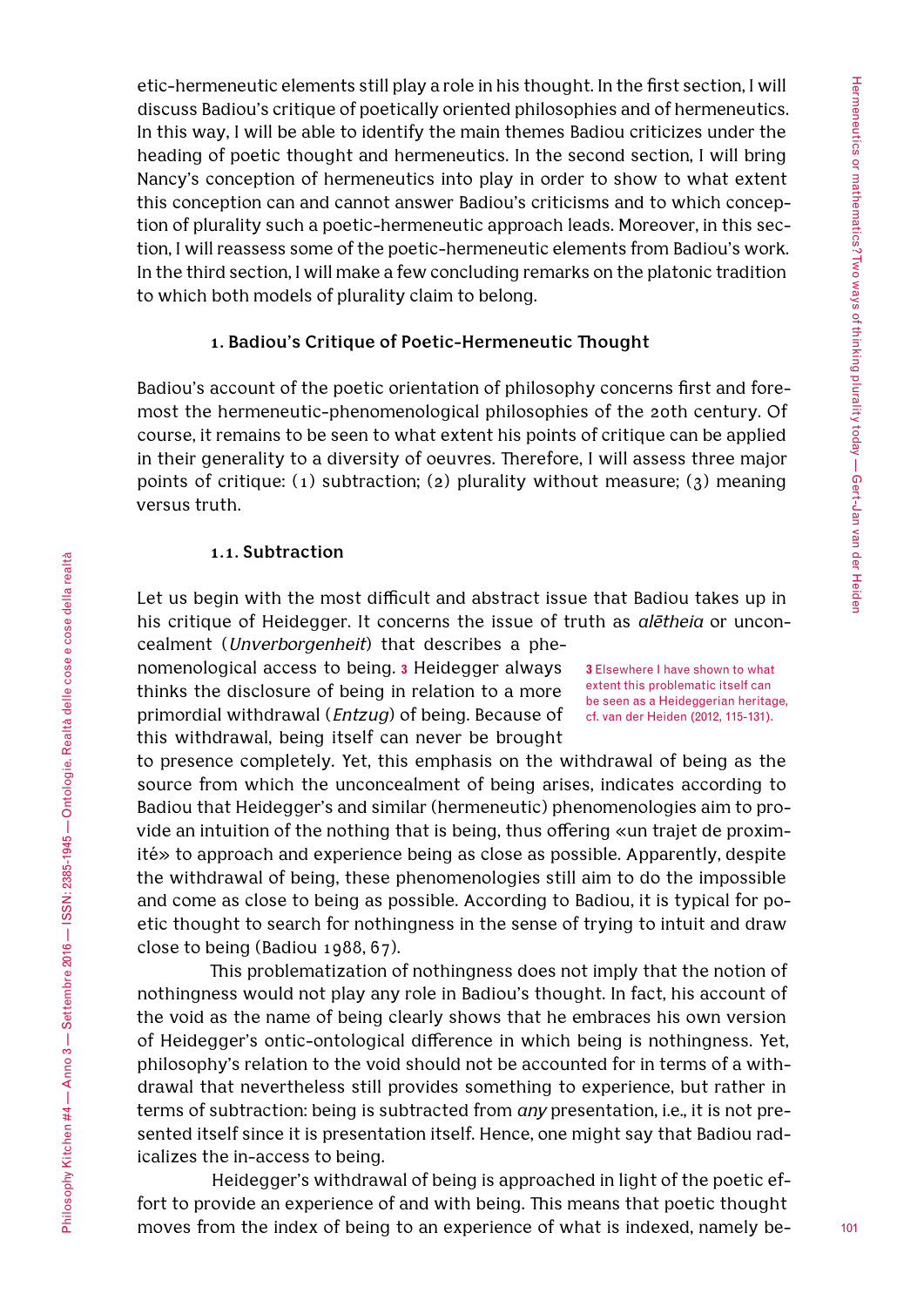etic-hermeneutic elements still play a role in his thought. In the first section, I will discuss Badiou's critique of poetically oriented philosophies and of hermeneutics. In this way, I will be able to identify the main themes Badiou criticizes under the heading of poetic thought and hermeneutics. In the second section, I will bring Nancy's conception of hermeneutics into play in order to show to what extent this conception can and cannot answer Badiou's criticisms and to which conception of plurality such a poetic-hermeneutic approach leads. Moreover, in this section, I will reassess some of the poetic-hermeneutic elements from Badiou's work. In the third section, I will make a few concluding remarks on the platonic tradition to which both models of plurality claim to belong.

## 1. Badiou's Critique of Poetic-Hermeneutic Thought

Badiou's account of the poetic orientation of philosophy concerns first and foremost the hermeneutic-phenomenological philosophies of the 20th century. Of course, it remains to be seen to what extent his points of critique can be applied in their generality to a diversity of oeuvres. Therefore, I will assess three major points of critique: (1) subtraction; (2) plurality without measure; (3) meaning versus truth.

### 1.1. Subtraction

Let us begin with the most difficult and abstract issue that Badiou takes up in his critique of Heidegger. It concerns the issue of truth as *alētheia* or unconcealment (*Unverborgenheit*) that describes a phenomenological access to being. [3] Heidegger always thinks the disclosure of being in relation to a more primordial withdrawal (*Entzug*) of being. Because of this withdrawal, being itself can never be brought to presence completely. Yet, this emphasis on the withdrawal of being as the source from which the unconcealment of being arises, indicates according to Badiou that Heidegger's and similar (hermeneutic) phenomenologies aim to provide an intuition of the nothing that is being, thus offering «un trajet de proximité» to approach and experience being as close as possible. Apparently, despite the withdrawal of being, these phenomenologies still aim to do the impossible and come as close to being as possible. According to Badiou, it is typical for poetic thought to search for nothingness in the sense of trying to intuit and draw close to being (Badiou 1988, 67).

[3] Elsewhere I have shown to what extent this problematic itself can be seen as a Heideggerian heritage, cf. van der Heiden (2012, 115-131).

This problematization of nothingness does not imply that the notion of nothingness would not play any role in Badiou's thought. In fact, his account of the void as the name of being clearly shows that he embraces his own version of Heidegger's ontic-ontological difference in which being is nothingness. Yet, philosophy's relation to the void should not be accounted for in terms of a withdrawal that nevertheless still provides something to experience, but rather in terms of subtraction: being is subtracted from *any* presentation, i.e., it is not presented itself since it is presentation itself. Hence, one might say that Badiou radicalizes the in-access to being.

Heidegger's withdrawal of being is approached in light of the poetic effort to provide an experience of and with being. This means that poetic thought moves from the index of being to an experience of what is indexed, namely be-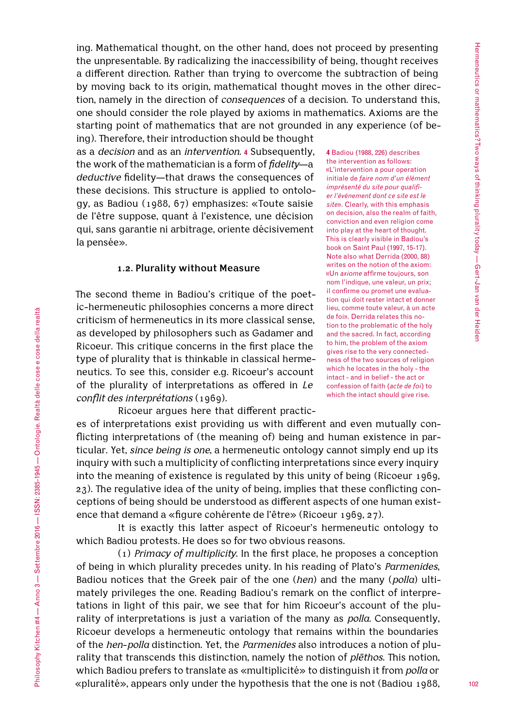ing. Mathematical thought, on the other hand, does not proceed by presenting the unpresentable. By radicalizing the inaccessibility of being, thought receives a different direction. Rather than trying to overcome the subtraction of being by moving back to its origin, mathematical thought moves in the other direction, namely in the direction of *consequences* of a decision. To understand this, one should consider the role played by axioms in mathematics. Axioms are the starting point of mathematics that are not grounded in any experience (of being). Therefore, their introduction should be thought as a *decision* and as an *intervention*. [4] Subsequently, the work of the mathematician is a form of *fidelity*—a *deductive* fidelity—that draws the consequences of these decisions. This structure is applied to ontology, as Badiou (1988, 67) emphasizes: «Toute saisie de l'être suppose, quant à l'existence, une décision qui, sans garantie ni arbitrage, oriente décisivement la pensée».

### 1.2. Plurality without Measure

The second theme in Badiou's critique of the poetic-hermeneutic philosophies concerns a more direct criticism of hermeneutics in its more classical sense, as developed by philosophers such as Gadamer and Ricoeur. This critique concerns in the first place the type of plurality that is thinkable in classical hermeneutics. To see this, consider e.g. Ricoeur's account of the plurality of interpretations as offered in *Le conflit des interprétations* (1969).

Ricoeur argues here that different practices of interpretations exist providing us with different and even mutually conflicting interpretations of (the meaning of) being and human existence in particular. Yet, *since being is one*, a hermeneutic ontology cannot simply end up its inquiry with such a multiplicity of conflicting interpretations since every inquiry into the meaning of existence is regulated by this unity of being (Ricoeur 1969, 23). The regulative idea of the unity of being, implies that these conflicting conceptions of being should be understood as different aspects of one human existence that demand a «figure cohérente de l'être» (Ricoeur 1969, 27).

It is exactly this latter aspect of Ricoeur's hermeneutic ontology to which Badiou protests. He does so for two obvious reasons.

(1) *Primacy of multiplicity*. In the first place, he proposes a conception of being in which plurality precedes unity. In his reading of Plato's *Parmenides*, Badiou notices that the Greek pair of the one (*hen*) and the many (*polla*) ultimately privileges the one. Reading Badiou's remark on the conflict of interpretations in light of this pair, we see that for him Ricoeur's account of the plurality of interpretations is just a variation of the many as *polla*. Consequently, Ricoeur develops a hermeneutic ontology that remains within the boundaries of the *hen-polla* distinction. Yet, the *Parmenides* also introduces a notion of plurality that transcends this distinction, namely the notion of *plēthos*. This notion, which Badiou prefers to translate as «multiplicité» to distinguish it from *polla* or «pluralité», appears only under the hypothesis that the one is not (Badiou 1988,

[4] Badiou (1988, 226) describes the intervention as follows: «L'intervention a pour operation initiale de *faire nom d'un élément imprésenté du site pour qualifier l'événement dont ce site est le site*». Clearly, with this emphasis on decision, also the realm of faith, conviction and even religion come into play at the heart of thought. This is clearly visible in Badiou's book on Saint Paul (1997, 15-17). Note also what Derrida (2000, 88) writes on the notion of the axiom: «Un *axiome* affirme toujours, son nom l'indique, une valeur, un prix; il confirme ou promet une evaluation qui doit rester intact et donner lieu, comme toute valeur, à un acte de foi». Derrida relates this notion to the problematic of the holy and the sacred. In fact, according to him, the problem of the axiom gives rise to the very connectedness of the two sources of religion which he locates in the holy - the intact - and in belief - the act or confession of faith (*acte de foi*) to which the intact should give rise.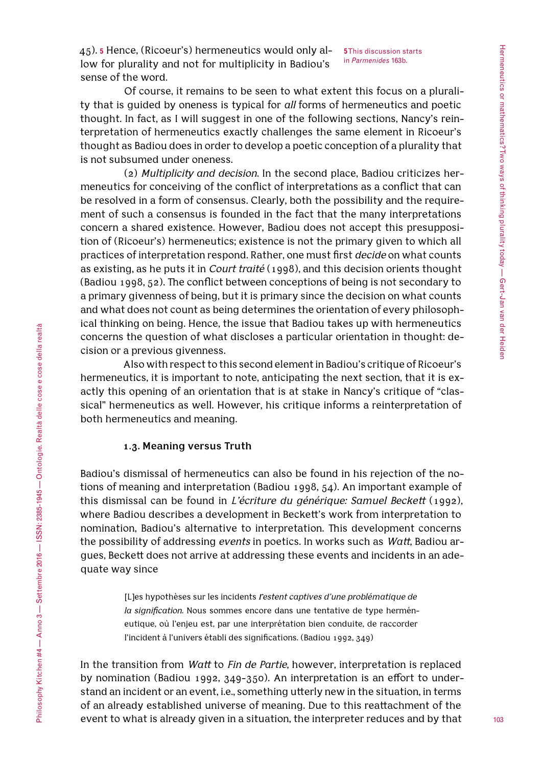45).[5] Hence, (Ricoeur's) hermeneutics would only allow for plurality and not for multiplicity in Badiou's sense of the word.

[5] This discussion starts in *Parmenides* 163b.

Of course, it remains to be seen to what extent this focus on a plurality that is guided by oneness is typical for *all* forms of hermeneutics and poetic thought. In fact, as I will suggest in one of the following sections, Nancy's reinterpretation of hermeneutics exactly challenges the same element in Ricoeur's thought as Badiou does in order to develop a poetic conception of a plurality that is not subsumed under oneness.

(2) *Multiplicity and decision*. In the second place, Badiou criticizes hermeneutics for conceiving of the conflict of interpretations as a conflict that can be resolved in a form of consensus. Clearly, both the possibility and the requirement of such a consensus is founded in the fact that the many interpretations concern a shared existence. However, Badiou does not accept this presupposition of (Ricoeur's) hermeneutics; existence is not the primary given to which all practices of interpretation respond. Rather, one must first *decide* on what counts as existing, as he puts it in *Court traité* (1998), and this decision orients thought (Badiou 1998, 52). The conflict between conceptions of being is not secondary to a primary givenness of being, but it is primary since the decision on what counts and what does not count as being determines the orientation of every philosophical thinking on being. Hence, the issue that Badiou takes up with hermeneutics concerns the question of what discloses a particular orientation in thought: decision or a previous givenness.

Also with respect to this second element in Badiou's critique of Ricoeur's hermeneutics, it is important to note, anticipating the next section, that it is exactly this opening of an orientation that is at stake in Nancy's critique of "classical" hermeneutics as well. However, his critique informs a reinterpretation of both hermeneutics and meaning.

### 1.3. Meaning versus Truth

Badiou's dismissal of hermeneutics can also be found in his rejection of the notions of meaning and interpretation (Badiou 1998, 54). An important example of this dismissal can be found in *L'écriture du générique: Samuel Beckett* (1992), where Badiou describes a development in Beckett's work from interpretation to nomination, Badiou's alternative to interpretation. This development concerns the possibility of addressing *events* in poetics. In works such as *Watt*, Badiou argues, Beckett does not arrive at addressing these events and incidents in an adequate way since

> [L]es hypothèses sur les incidents *restent captives d'une problématique de la signification*. Nous sommes encore dans une tentative de type herméneutique, où l'enjeu est, par une interprétation bien conduite, de raccorder l'incident à l'univers établi des significations. (Badiou 1992, 349)

In the transition from *Watt* to *Fin de Partie*, however, interpretation is replaced by nomination (Badiou 1992, 349-350). An interpretation is an effort to understand an incident or an event, i.e., something utterly new in the situation, in terms of an already established universe of meaning. Due to this reattachment of the event to what is already given in a situation, the interpreter reduces and by that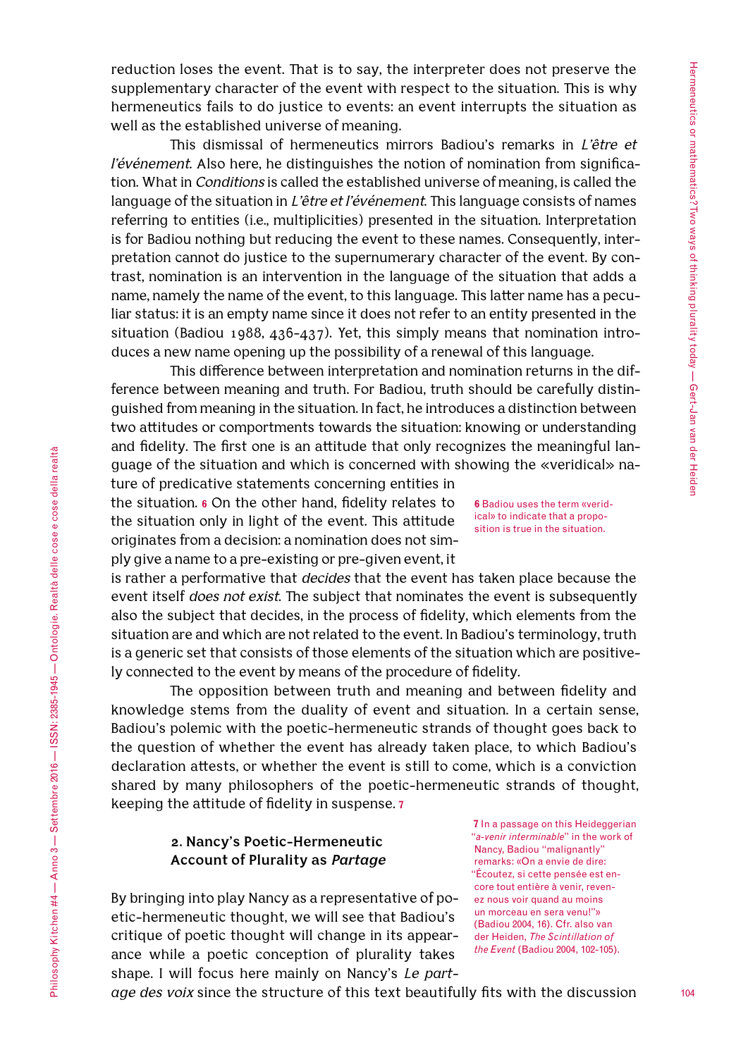reduction loses the event. That is to say, the interpreter does not preserve the supplementary character of the event with respect to the situation. This is why hermeneutics fails to do justice to events: an event interrupts the situation as well as the established universe of meaning.

This dismissal of hermeneutics mirrors Badiou's remarks in *L'être et l'événement*. Also here, he distinguishes the notion of nomination from signification. What in *Conditions* is called the established universe of meaning, is called the language of the situation in *L'être et l'événement*. This language consists of names referring to entities (i.e., multiplicities) presented in the situation. Interpretation is for Badiou nothing but reducing the event to these names. Consequently, interpretation cannot do justice to the supernumerary character of the event. By contrast, nomination is an intervention in the language of the situation that adds a name, namely the name of the event, to this language. This latter name has a peculiar status: it is an empty name since it does not refer to an entity presented in the situation (Badiou 1988, 436-437). Yet, this simply means that nomination introduces a new name opening up the possibility of a renewal of this language.

This difference between interpretation and nomination returns in the difference between meaning and truth. For Badiou, truth should be carefully distinguished from meaning in the situation. In fact, he introduces a distinction between two attitudes or comportments towards the situation: knowing or understanding and fidelity. The first one is an attitude that only recognizes the meaningful language of the situation and which is concerned with showing the «veridical» nature of predicative statements concerning entities in the situation. [6] On the other hand, fidelity relates to the situation only in light of the event. This attitude originates from a decision: a nomination does not simply give a name to a pre-existing or pre-given event, it is rather a performative that *decides* that the event has taken place because the event itself *does not exist*. The subject that nominates the event is subsequently also the subject that decides, in the process of fidelity, which elements from the situation are and which are not related to the event. In Badiou's terminology, truth is a generic set that consists of those elements of the situation which are positively connected to the event by means of the procedure of fidelity.

The opposition between truth and meaning and between fidelity and knowledge stems from the duality of event and situation. In a certain sense, Badiou's polemic with the poetic-hermeneutic strands of thought goes back to the question of whether the event has already taken place, to which Badiou's declaration attests, or whether the event is still to come, which is a conviction shared by many philosophers of the poetic-hermeneutic strands of thought, keeping the attitude of fidelity in suspense. [7]

## 2. Nancy's Poetic-Hermeneutic Account of Plurality as *Partage*

By bringing into play Nancy as a representative of poetic-hermeneutic thought, we will see that Badiou's critique of poetic thought will change in its appearance while a poetic conception of plurality takes shape. I will focus here mainly on Nancy's *Le partage des voix* since the structure of this text beautifully fits with the discussion

[6] Badiou uses the term «veridical» to indicate that a proposition is true in the situation.

[7] In a passage on this Heideggerian "*a-venir interminable*" in the work of Nancy, Badiou "malignantly" remarks: «On a envie de dire: "Écoutez, si cette pensée est encore tout entière à venir, revenez nous voir quand au moins un morceau en sera venu!"» (Badiou 2004, 16). Cfr. also van der Heiden, *The Scintillation of the Event* (Badiou 2004, 102-105).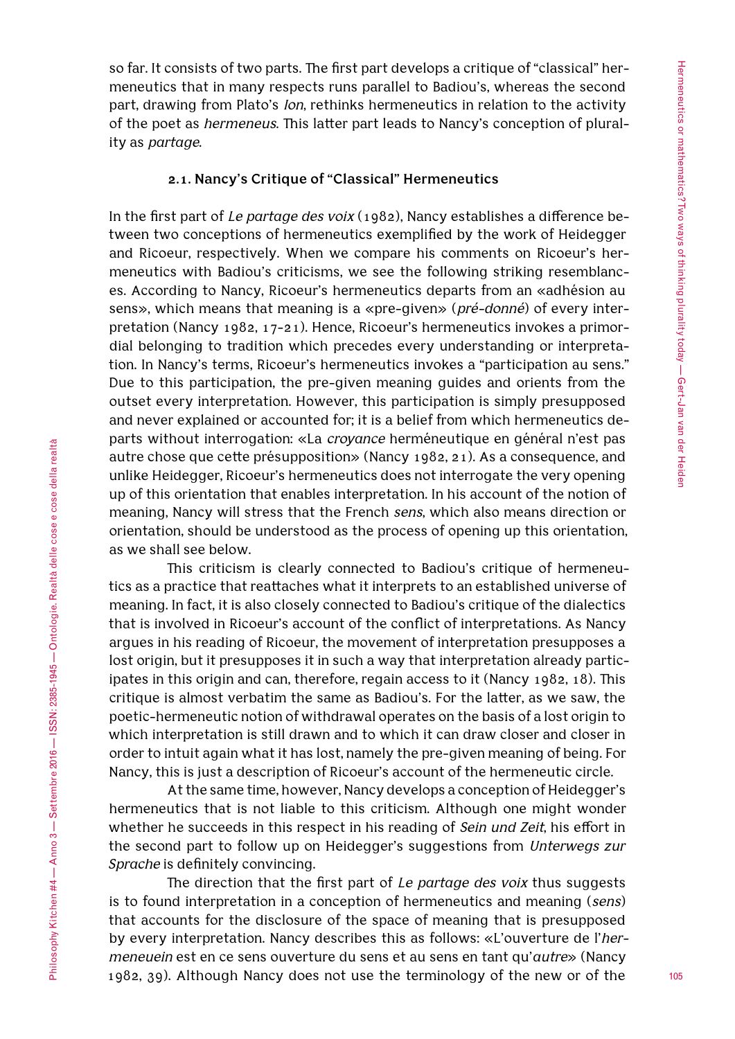so far. It consists of two parts. The first part develops a critique of "classical" hermeneutics that in many respects runs parallel to Badiou's, whereas the second part, drawing from Plato's *Ion*, rethinks hermeneutics in relation to the activity of the poet as *hermeneus*. This latter part leads to Nancy's conception of plurality as *partage*.

### 2.1. Nancy's Critique of "Classical" Hermeneutics

In the first part of *Le partage des voix* (1982), Nancy establishes a difference between two conceptions of hermeneutics exemplified by the work of Heidegger and Ricoeur, respectively. When we compare his comments on Ricoeur's hermeneutics with Badiou's criticisms, we see the following striking resemblances. According to Nancy, Ricoeur's hermeneutics departs from an «adhésion au sens», which means that meaning is a «pre-given» (*pré-donné*) of every interpretation (Nancy 1982, 17-21). Hence, Ricoeur's hermeneutics invokes a primordial belonging to tradition which precedes every understanding or interpretation. In Nancy's terms, Ricoeur's hermeneutics invokes a "participation au sens." Due to this participation, the pre-given meaning guides and orients from the outset every interpretation. However, this participation is simply presupposed and never explained or accounted for; it is a belief from which hermeneutics departs without interrogation: «La *croyance* herméneutique en général n'est pas autre chose que cette présupposition» (Nancy 1982, 21). As a consequence, and unlike Heidegger, Ricoeur's hermeneutics does not interrogate the very opening up of this orientation that enables interpretation. In his account of the notion of meaning, Nancy will stress that the French *sens*, which also means direction or orientation, should be understood as the process of opening up this orientation, as we shall see below.

This criticism is clearly connected to Badiou's critique of hermeneutics as a practice that reattaches what it interprets to an established universe of meaning. In fact, it is also closely connected to Badiou's critique of the dialectics that is involved in Ricoeur's account of the conflict of interpretations. As Nancy argues in his reading of Ricoeur, the movement of interpretation presupposes a lost origin, but it presupposes it in such a way that interpretation already participates in this origin and can, therefore, regain access to it (Nancy 1982, 18). This critique is almost verbatim the same as Badiou's. For the latter, as we saw, the poetic-hermeneutic notion of withdrawal operates on the basis of a lost origin to which interpretation is still drawn and to which it can draw closer and closer in order to intuit again what it has lost, namely the pre-given meaning of being. For Nancy, this is just a description of Ricoeur's account of the hermeneutic circle.

At the same time, however, Nancy develops a conception of Heidegger's hermeneutics that is not liable to this criticism. Although one might wonder whether he succeeds in this respect in his reading of *Sein und Zeit*, his effort in the second part to follow up on Heidegger's suggestions from *Unterwegs zur Sprache* is definitely convincing.

The direction that the first part of *Le partage des voix* thus suggests is to found interpretation in a conception of hermeneutics and meaning (*sens*) that accounts for the disclosure of the space of meaning that is presupposed by every interpretation. Nancy describes this as follows: «L'ouverture de l'*hermeneuein* est en ce sens ouverture du sens et au sens en tant qu'*autre*» (Nancy 1982, 39). Although Nancy does not use the terminology of the new or of the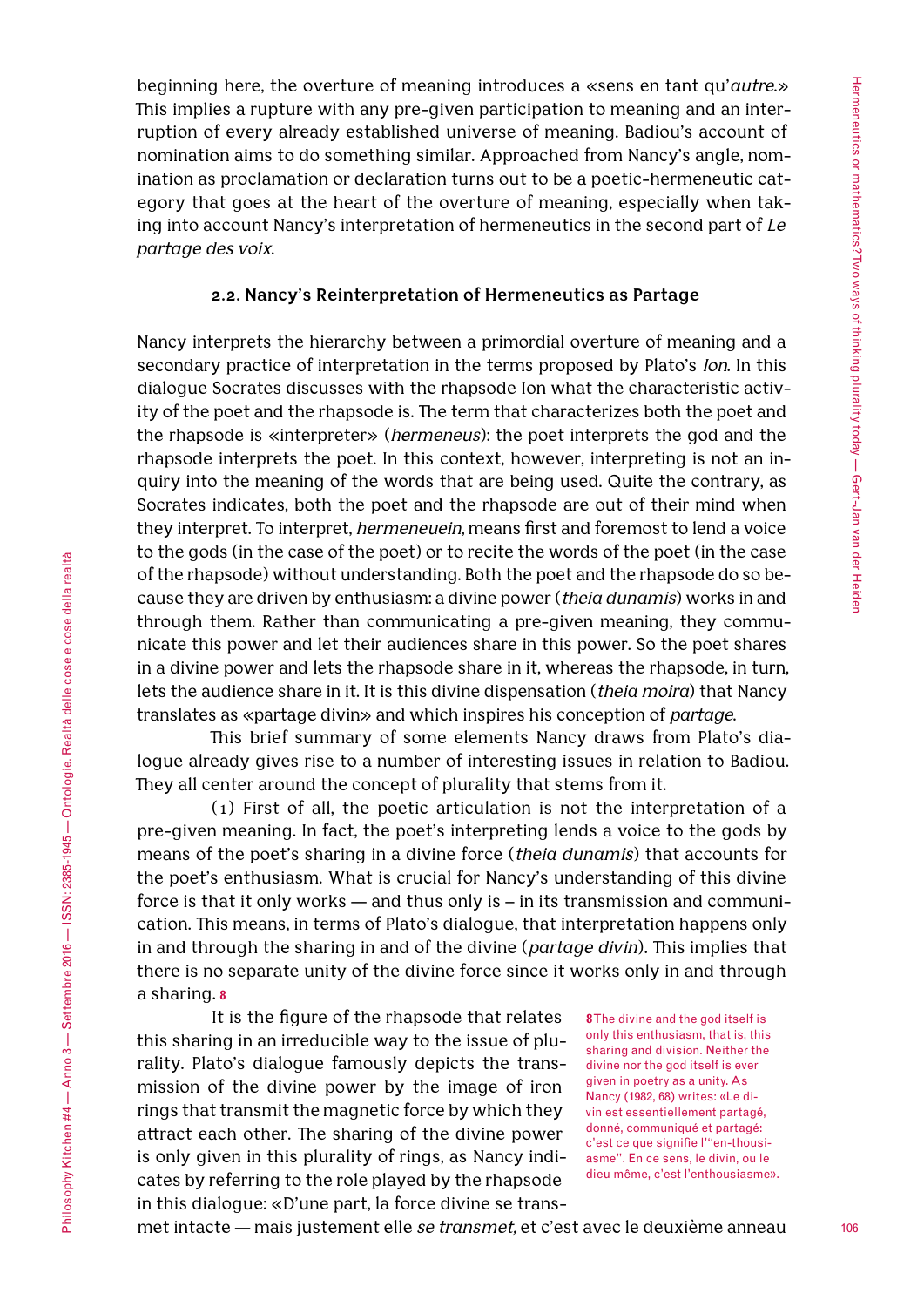beginning here, the overture of meaning introduces a «sens en tant qu'*autre*.» This implies a rupture with any pre-given participation to meaning and an interruption of every already established universe of meaning. Badiou's account of nomination aims to do something similar. Approached from Nancy's angle, nomination as proclamation or declaration turns out to be a poetic-hermeneutic category that goes at the heart of the overture of meaning, especially when taking into account Nancy's interpretation of hermeneutics in the second part of *Le partage des voix*.

### 2.2. Nancy's Reinterpretation of Hermeneutics as Partage

Nancy interprets the hierarchy between a primordial overture of meaning and a secondary practice of interpretation in the terms proposed by Plato's *Ion*. In this dialogue Socrates discusses with the rhapsode Ion what the characteristic activity of the poet and the rhapsode is. The term that characterizes both the poet and the rhapsode is «interpreter» (*hermeneus*): the poet interprets the god and the rhapsode interprets the poet. In this context, however, interpreting is not an inquiry into the meaning of the words that are being used. Quite the contrary, as Socrates indicates, both the poet and the rhapsode are out of their mind when they interpret. To interpret, *hermeneuein*, means first and foremost to lend a voice to the gods (in the case of the poet) or to recite the words of the poet (in the case of the rhapsode) without understanding. Both the poet and the rhapsode do so because they are driven by enthusiasm: a divine power (*theia dunamis*) works in and through them. Rather than communicating a pre-given meaning, they communicate this power and let their audiences share in this power. So the poet shares in a divine power and lets the rhapsode share in it, whereas the rhapsode, in turn, lets the audience share in it. It is this divine dispensation (*theia moira*) that Nancy translates as «partage divin» and which inspires his conception of *partage*.

This brief summary of some elements Nancy draws from Plato's dialogue already gives rise to a number of interesting issues in relation to Badiou. They all center around the concept of plurality that stems from it.

(1) First of all, the poetic articulation is not the interpretation of a pre-given meaning. In fact, the poet's interpreting lends a voice to the gods by means of the poet's sharing in a divine force (*theia dunamis*) that accounts for the poet's enthusiasm. What is crucial for Nancy's understanding of this divine force is that it only works — and thus only is – in its transmission and communication. This means, in terms of Plato's dialogue, that interpretation happens only in and through the sharing in and of the divine (*partage divin*). This implies that there is no separate unity of the divine force since it works only in and through a sharing. [8]

It is the figure of the rhapsode that relates this sharing in an irreducible way to the issue of plurality. Plato's dialogue famously depicts the transmission of the divine power by the image of iron rings that transmit the magnetic force by which they attract each other. The sharing of the divine power is only given in this plurality of rings, as Nancy indicates by referring to the role played by the rhapsode in this dialogue: «D'une part, la force divine se transmet intacte — mais justement elle *se transmet,* et c'est avec le deuxième anneau

[8] The divine and the god itself is only this enthusiasm, that is, this sharing and division. Neither the divine nor the god itself is ever given in poetry as a unity. As Nancy (1982, 68) writes: «Le divin est essentiellement partagé, donné, communiqué et partagé: c'est ce que signifie l'"en-thousiasme". En ce sens, le divin, ou le dieu même, c'est l'enthousiasme».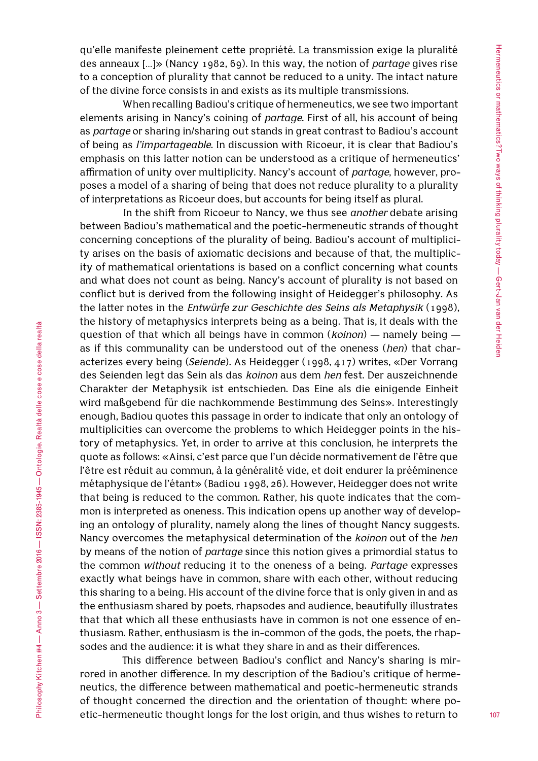qu'elle manifeste pleinement cette propriété. La transmission exige la pluralité des anneaux […]» (Nancy 1982, 69). In this way, the notion of *partage* gives rise to a conception of plurality that cannot be reduced to a unity. The intact nature of the divine force consists in and exists as its multiple transmissions.

When recalling Badiou's critique of hermeneutics, we see two important elements arising in Nancy's coining of *partage*. First of all, his account of being as *partage* or sharing in/sharing out stands in great contrast to Badiou's account of being as *l'impartageable*. In discussion with Ricoeur, it is clear that Badiou's emphasis on this latter notion can be understood as a critique of hermeneutics' affirmation of unity over multiplicity. Nancy's account of *partage*, however, proposes a model of a sharing of being that does not reduce plurality to a plurality of interpretations as Ricoeur does, but accounts for being itself as plural.

In the shift from Ricoeur to Nancy, we thus see *another* debate arising between Badiou's mathematical and the poetic-hermeneutic strands of thought concerning conceptions of the plurality of being. Badiou's account of multiplicity arises on the basis of axiomatic decisions and because of that, the multiplicity of mathematical orientations is based on a conflict concerning what counts and what does not count as being. Nancy's account of plurality is not based on conflict but is derived from the following insight of Heidegger's philosophy. As the latter notes in the *Entwürfe zur Geschichte des Seins als Metaphysik* (1998), the history of metaphysics interprets being as a being. That is, it deals with the question of that which all beings have in common (*koinon*) — namely being — as if this communality can be understood out of the oneness (*hen*) that characterizes every being (*Seiende*). As Heidegger (1998, 417) writes, «Der Vorrang des Seienden legt das Sein als das *koinon* aus dem *hen* fest. Der auszeichnende Charakter der Metaphysik ist entschieden. Das Eine als die einigende Einheit wird maßgebend für die nachkommende Bestimmung des Seins». Interestingly enough, Badiou quotes this passage in order to indicate that only an ontology of multiplicities can overcome the problems to which Heidegger points in the history of metaphysics. Yet, in order to arrive at this conclusion, he interprets the quote as follows: «Ainsi, c'est parce que l'un décide normativement de l'être que l'être est réduit au commun, à la généralité vide, et doit endurer la prééminence métaphysique de l'étant» (Badiou 1998, 26). However, Heidegger does not write that being is reduced to the common. Rather, his quote indicates that the common is interpreted as oneness. This indication opens up another way of developing an ontology of plurality, namely along the lines of thought Nancy suggests. Nancy overcomes the metaphysical determination of the *koinon* out of the *hen* by means of the notion of *partage* since this notion gives a primordial status to the common *without* reducing it to the oneness of a being. *Partage* expresses exactly what beings have in common, share with each other, without reducing this sharing to a being. His account of the divine force that is only given in and as the enthusiasm shared by poets, rhapsodes and audience, beautifully illustrates that that which all these enthusiasts have in common is not one essence of enthusiasm. Rather, enthusiasm is the in-common of the gods, the poets, the rhapsodes and the audience: it is what they share in and as their differences.

This difference between Badiou's conflict and Nancy's sharing is mirrored in another difference. In my description of the Badiou's critique of hermeneutics, the difference between mathematical and poetic-hermeneutic strands of thought concerned the direction and the orientation of thought: where poetic-hermeneutic thought longs for the lost origin, and thus wishes to return to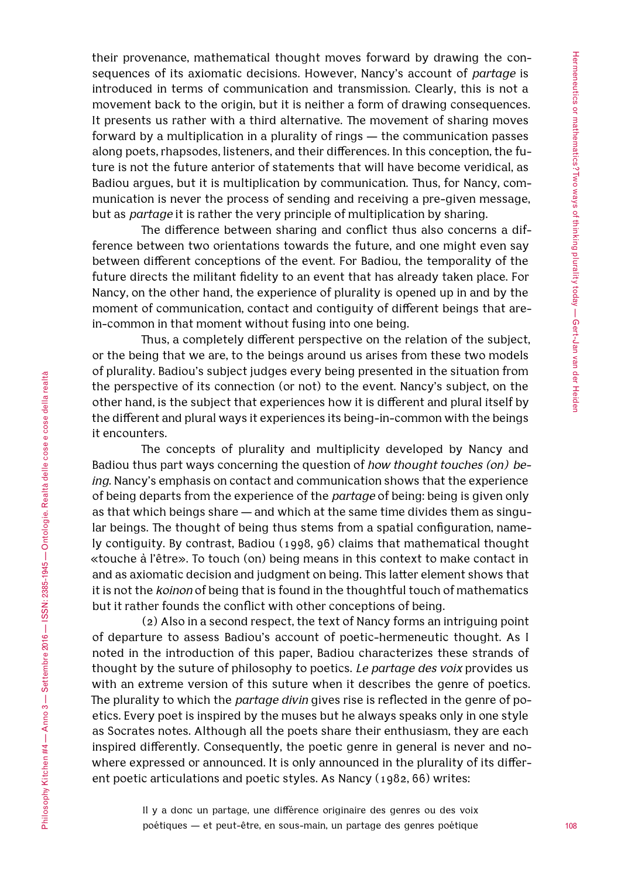their provenance, mathematical thought moves forward by drawing the consequences of its axiomatic decisions. However, Nancy's account of *partage* is introduced in terms of communication and transmission. Clearly, this is not a movement back to the origin, but it is neither a form of drawing consequences. It presents us rather with a third alternative. The movement of sharing moves forward by a multiplication in a plurality of rings — the communication passes along poets, rhapsodes, listeners, and their differences. In this conception, the future is not the future anterior of statements that will have become veridical, as Badiou argues, but it is multiplication by communication. Thus, for Nancy, communication is never the process of sending and receiving a pre-given message, but as *partage* it is rather the very principle of multiplication by sharing.

The difference between sharing and conflict thus also concerns a difference between two orientations towards the future, and one might even say between different conceptions of the event. For Badiou, the temporality of the future directs the militant fidelity to an event that has already taken place. For Nancy, on the other hand, the experience of plurality is opened up in and by the moment of communication, contact and contiguity of different beings that are-in-common in that moment without fusing into one being.

Thus, a completely different perspective on the relation of the subject, or the being that we are, to the beings around us arises from these two models of plurality. Badiou's subject judges every being presented in the situation from the perspective of its connection (or not) to the event. Nancy's subject, on the other hand, is the subject that experiences how it is different and plural itself by the different and plural ways it experiences its being-in-common with the beings it encounters.

The concepts of plurality and multiplicity developed by Nancy and Badiou thus part ways concerning the question of *how thought touches (on) being*. Nancy's emphasis on contact and communication shows that the experience of being departs from the experience of the *partage* of being: being is given only as that which beings share — and which at the same time divides them as singular beings. The thought of being thus stems from a spatial configuration, namely contiguity. By contrast, Badiou (1998, 96) claims that mathematical thought «touche à l'être». To touch (on) being means in this context to make contact in and as axiomatic decision and judgment on being. This latter element shows that it is not the *koinon* of being that is found in the thoughtful touch of mathematics but it rather founds the conflict with other conceptions of being.

(2) Also in a second respect, the text of Nancy forms an intriguing point of departure to assess Badiou's account of poetic-hermeneutic thought. As I noted in the introduction of this paper, Badiou characterizes these strands of thought by the suture of philosophy to poetics. *Le partage des voix* provides us with an extreme version of this suture when it describes the genre of poetics. The plurality to which the *partage divin* gives rise is reflected in the genre of poetics. Every poet is inspired by the muses but he always speaks only in one style as Socrates notes. Although all the poets share their enthusiasm, they are each inspired differently. Consequently, the poetic genre in general is never and nowhere expressed or announced. It is only announced in the plurality of its different poetic articulations and poetic styles. As Nancy (1982, 66) writes:

> Il y a donc un partage, une différence originaire des genres ou des voix poétiques — et peut-être, en sous-main, un partage des genres poétique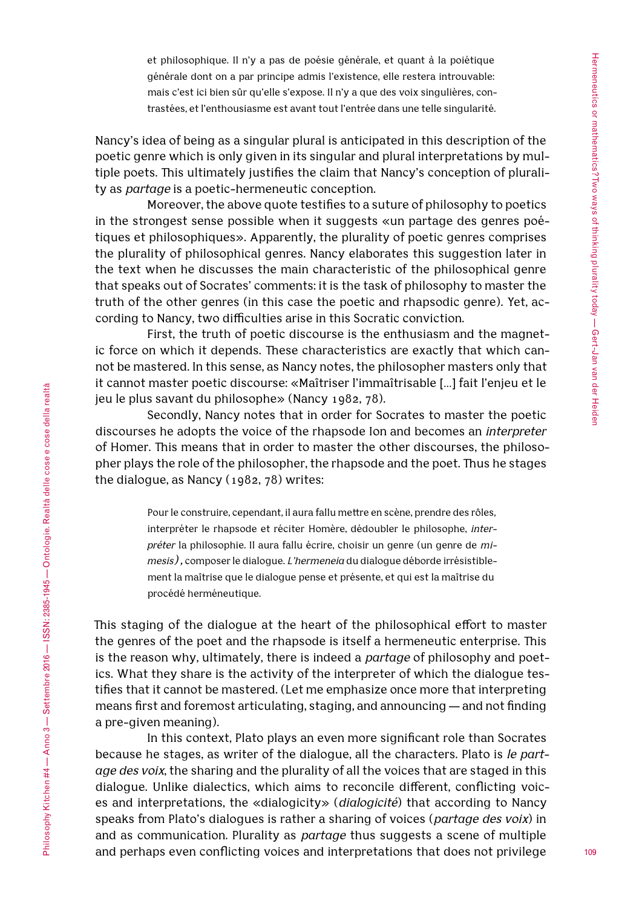> et philosophique. Il n'y a pas de poésie générale, et quant à la poiétique générale dont on a par principe admis l'existence, elle restera introuvable: mais c'est ici bien sûr qu'elle s'expose. Il n'y a que des voix singulières, contrastées, et l'enthousiasme est avant tout l'entrée dans une telle singularité.

Nancy's idea of being as a singular plural is anticipated in this description of the poetic genre which is only given in its singular and plural interpretations by multiple poets. This ultimately justifies the claim that Nancy's conception of plurality as *partage* is a poetic-hermeneutic conception.

Moreover, the above quote testifies to a suture of philosophy to poetics in the strongest sense possible when it suggests «un partage des genres poétiques et philosophiques». Apparently, the plurality of poetic genres comprises the plurality of philosophical genres. Nancy elaborates this suggestion later in the text when he discusses the main characteristic of the philosophical genre that speaks out of Socrates' comments: it is the task of philosophy to master the truth of the other genres (in this case the poetic and rhapsodic genre). Yet, according to Nancy, two difficulties arise in this Socratic conviction.

First, the truth of poetic discourse is the enthusiasm and the magnetic force on which it depends. These characteristics are exactly that which cannot be mastered. In this sense, as Nancy notes, the philosopher masters only that it cannot master poetic discourse: «Maîtriser l'immaîtrisable [...] fait l'enjeu et le jeu le plus savant du philosophe» (Nancy 1982, 78).

Secondly, Nancy notes that in order for Socrates to master the poetic discourses he adopts the voice of the rhapsode Ion and becomes an *interpreter* of Homer. This means that in order to master the other discourses, the philosopher plays the role of the philosopher, the rhapsode and the poet. Thus he stages the dialogue, as Nancy (1982, 78) writes:

> Pour le construire, cependant, il aura fallu mettre en scène, prendre des rôles, interpréter le rhapsode et réciter Homère, dédoubler le philosophe, *interpréter* la philosophie. Il aura fallu écrire, choisir un genre (un genre de *mimesis*), composer le dialogue. *L'hermeneia* du dialogue déborde irrésistiblement la maîtrise que le dialogue pense et présente, et qui est la maîtrise du procédé herméneutique.

This staging of the dialogue at the heart of the philosophical effort to master the genres of the poet and the rhapsode is itself a hermeneutic enterprise. This is the reason why, ultimately, there is indeed a *partage* of philosophy and poetics. What they share is the activity of the interpreter of which the dialogue testifies that it cannot be mastered. (Let me emphasize once more that interpreting means first and foremost articulating, staging, and announcing — and not finding a pre-given meaning).

In this context, Plato plays an even more significant role than Socrates because he stages, as writer of the dialogue, all the characters. Plato is *le partage des voix*, the sharing and the plurality of all the voices that are staged in this dialogue. Unlike dialectics, which aims to reconcile different, conflicting voices and interpretations, the «dialogicity» (*dialogicité*) that according to Nancy speaks from Plato's dialogues is rather a sharing of voices (*partage des voix*) in and as communication. Plurality as *partage* thus suggests a scene of multiple and perhaps even conflicting voices and interpretations that does not privilege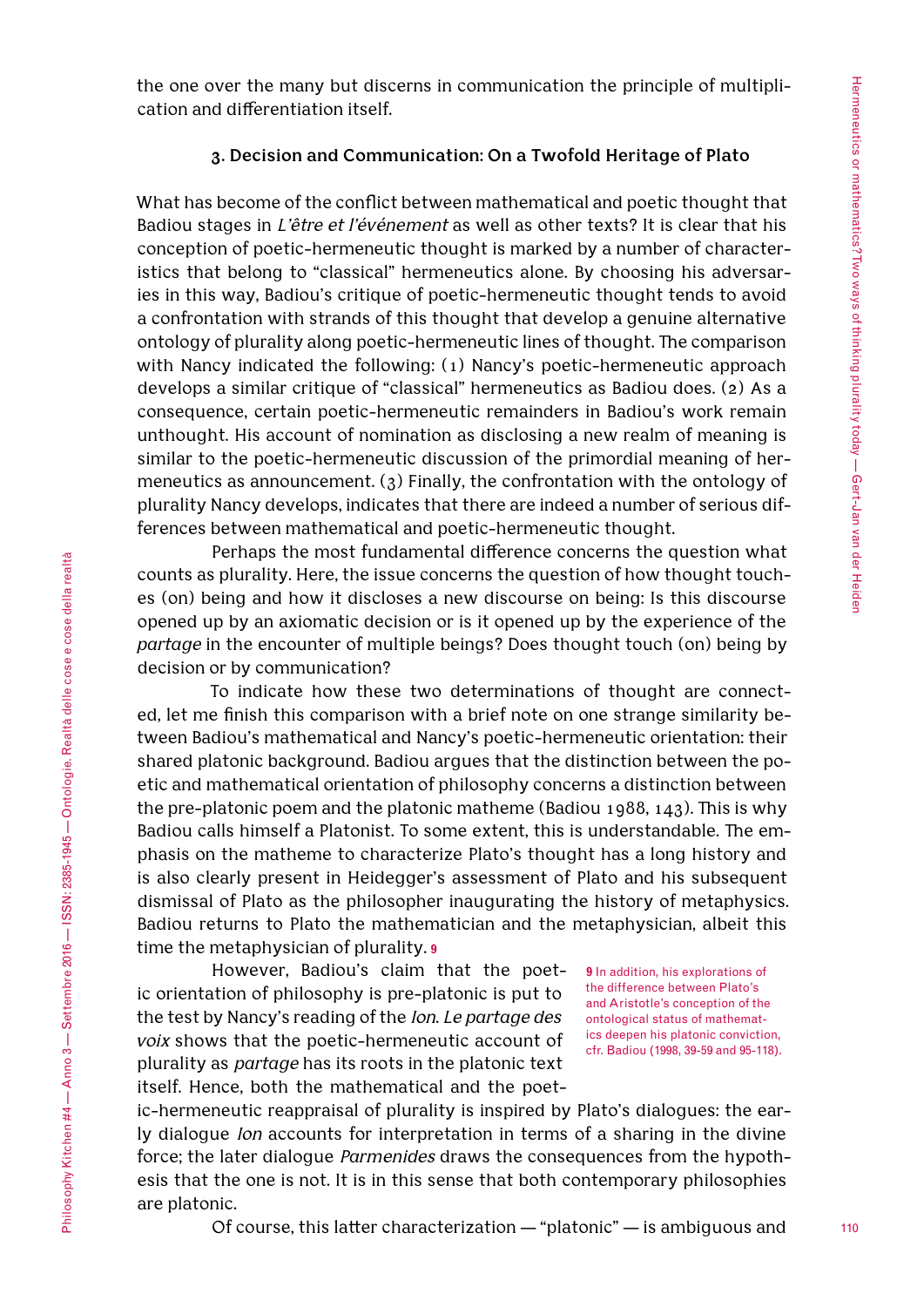the one over the many but discerns in communication the principle of multiplication and differentiation itself.

### 3. Decision and Communication: On a Twofold Heritage of Plato

What has become of the conflict between mathematical and poetic thought that Badiou stages in *L'être et l'événement* as well as other texts? It is clear that his conception of poetic-hermeneutic thought is marked by a number of characteristics that belong to "classical" hermeneutics alone. By choosing his adversaries in this way, Badiou's critique of poetic-hermeneutic thought tends to avoid a confrontation with strands of this thought that develop a genuine alternative ontology of plurality along poetic-hermeneutic lines of thought. The comparison with Nancy indicated the following: (1) Nancy's poetic-hermeneutic approach develops a similar critique of "classical" hermeneutics as Badiou does. (2) As a consequence, certain poetic-hermeneutic remainders in Badiou's work remain unthought. His account of nomination as disclosing a new realm of meaning is similar to the poetic-hermeneutic discussion of the primordial meaning of hermeneutics as announcement. (3) Finally, the confrontation with the ontology of plurality Nancy develops, indicates that there are indeed a number of serious differences between mathematical and poetic-hermeneutic thought.

Perhaps the most fundamental difference concerns the question what counts as plurality. Here, the issue concerns the question of how thought touches (on) being and how it discloses a new discourse on being: Is this discourse opened up by an axiomatic decision or is it opened up by the experience of the *partage* in the encounter of multiple beings? Does thought touch (on) being by decision or by communication?

To indicate how these two determinations of thought are connected, let me finish this comparison with a brief note on one strange similarity between Badiou's mathematical and Nancy's poetic-hermeneutic orientation: their shared platonic background. Badiou argues that the distinction between the poetic and mathematical orientation of philosophy concerns a distinction between the pre-platonic poem and the platonic matheme (Badiou 1988, 143). This is why Badiou calls himself a Platonist. To some extent, this is understandable. The emphasis on the matheme to characterize Plato's thought has a long history and is also clearly present in Heidegger's assessment of Plato and his subsequent dismissal of Plato as the philosopher inaugurating the history of metaphysics. Badiou returns to Plato the mathematician and the metaphysician, albeit this time the metaphysician of plurality. [9]

However, Badiou's claim that the poetic orientation of philosophy is pre-platonic is put to the test by Nancy's reading of the *Ion*. *Le partage des voix* shows that the poetic-hermeneutic account of plurality as *partage* has its roots in the platonic text itself. Hence, both the mathematical and the poetic-hermeneutic reappraisal of plurality is inspired by Plato's dialogues: the early dialogue *Ion* accounts for interpretation in terms of a sharing in the divine force; the later dialogue *Parmenides* draws the consequences from the hypothesis that the one is not. It is in this sense that both contemporary philosophies are platonic.

Of course, this latter characterization — "platonic" — is ambiguous and

[9] In addition, his explorations of the difference between Plato's and Aristotle's conception of the ontological status of mathematics deepen his platonic conviction, cfr. Badiou (1998, 39-59 and 95-118).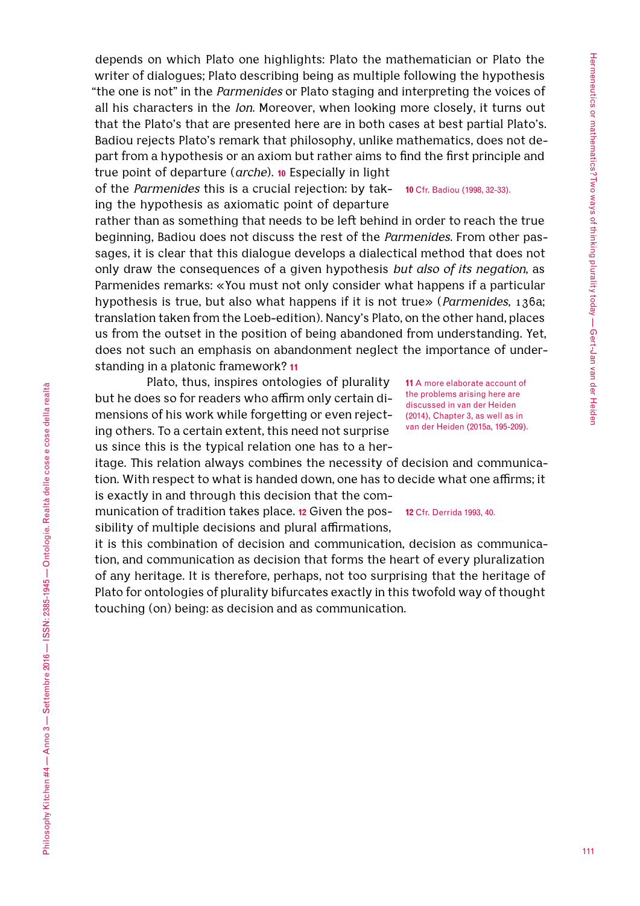depends on which Plato one highlights: Plato the mathematician or Plato the writer of dialogues; Plato describing being as multiple following the hypothesis "the one is not" in the *Parmenides* or Plato staging and interpreting the voices of all his characters in the *Ion*. Moreover, when looking more closely, it turns out that the Plato's that are presented here are in both cases at best partial Plato's. Badiou rejects Plato's remark that philosophy, unlike mathematics, does not depart from a hypothesis or an axiom but rather aims to find the first principle and true point of departure (*arche*). [10] Especially in light of the *Parmenides* this is a crucial rejection: by taking the hypothesis as axiomatic point of departure rather than as something that needs to be left behind in order to reach the true beginning, Badiou does not discuss the rest of the *Parmenides*. From other passages, it is clear that this dialogue develops a dialectical method that does not only draw the consequences of a given hypothesis *but also of its negation*, as Parmenides remarks: «You must not only consider what happens if a particular hypothesis is true, but also what happens if it is not true» (*Parmenides*, 136a; translation taken from the Loeb-edition). Nancy's Plato, on the other hand, places us from the outset in the position of being abandoned from understanding. Yet, does not such an emphasis on abandonment neglect the importance of understanding in a platonic framework? [11]

Plato, thus, inspires ontologies of plurality but he does so for readers who affirm only certain dimensions of his work while forgetting or even rejecting others. To a certain extent, this need not surprise us since this is the typical relation one has to a heritage. This relation always combines the necessity of decision and communication. With respect to what is handed down, one has to decide what one affirms; it is exactly in and through this decision that the communication of tradition takes place. [12] Given the possibility of multiple decisions and plural affirmations, it is this combination of decision and communication, decision as communication, and communication as decision that forms the heart of every pluralization of any heritage. It is therefore, perhaps, not too surprising that the heritage of Plato for ontologies of plurality bifurcates exactly in this twofold way of thought touching (on) being: as decision and as communication.

---

[10] Cfr. Badiou (1998, 32-33).

[11] A more elaborate account of the problems arising here are discussed in van der Heiden (2014), Chapter 3, as well as in van der Heiden (2015a, 195-209).

[12] Cfr. Derrida 1993, 40.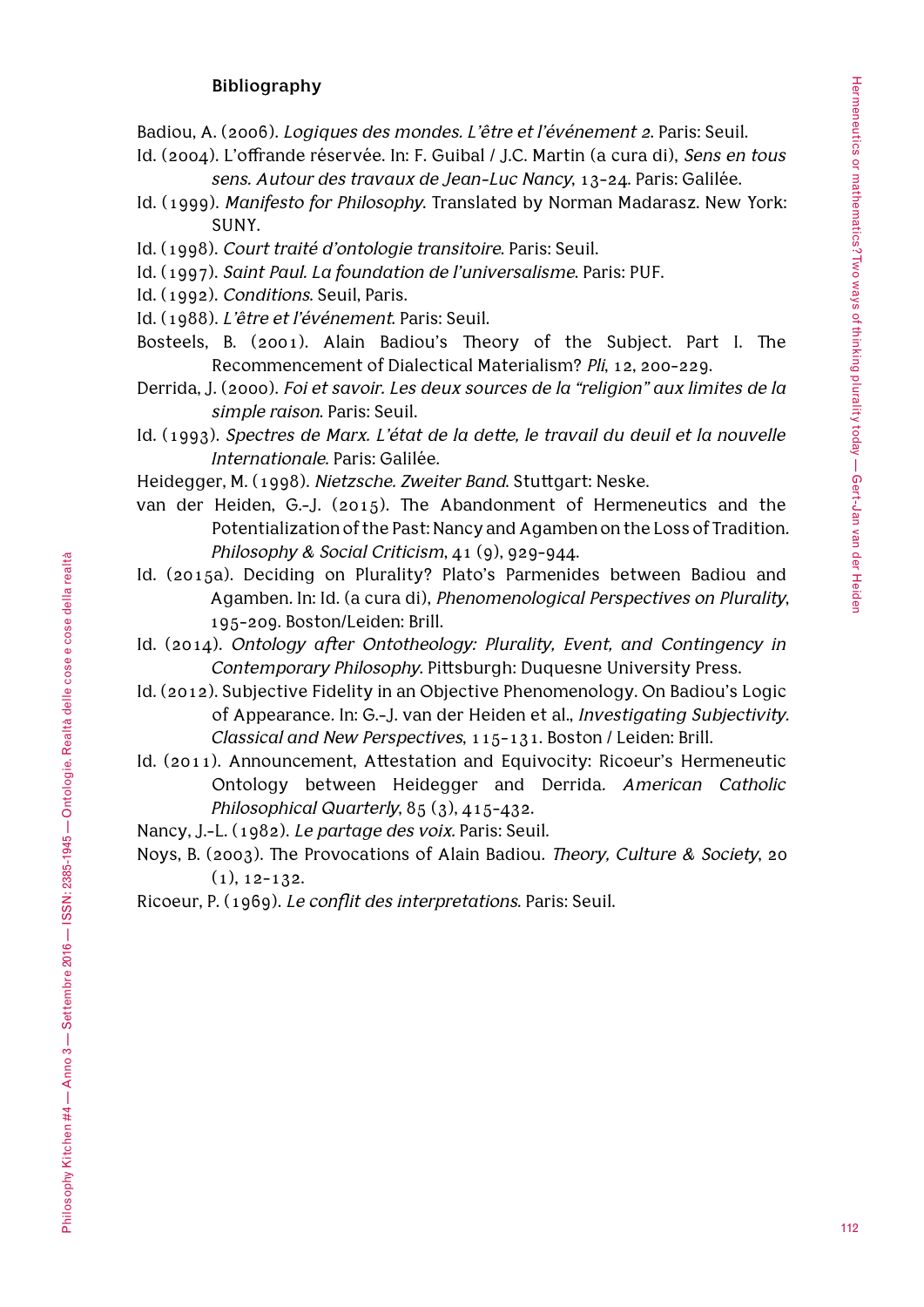## Bibliography

Badiou, A. (2006). *Logiques des mondes. L'être et l'événement 2*. Paris: Seuil.

Id. (2004). L'offrande réservée. In: F. Guibal / J.C. Martin (a cura di), *Sens en tous sens. Autour des travaux de Jean-Luc Nancy*, 13-24. Paris: Galilée.

Id. (1999). *Manifesto for Philosophy*. Translated by Norman Madarasz. New York: SUNY.

Id. (1998). *Court traité d'ontologie transitoire*. Paris: Seuil.

Id. (1997). *Saint Paul. La foundation de l'universalisme*. Paris: PUF.

Id. (1992). *Conditions*. Seuil, Paris.

Id. (1988). *L'être et l'événement*. Paris: Seuil.

Bosteels, B. (2001). Alain Badiou's Theory of the Subject. Part I. The Recommencement of Dialectical Materialism? *Pli*, 12, 200-229.

Derrida, J. (2000). *Foi et savoir. Les deux sources de la "religion" aux limites de la simple raison*. Paris: Seuil.

Id. (1993). *Spectres de Marx. L'état de la dette, le travail du deuil et la nouvelle Internationale*. Paris: Galilée.

Heidegger, M. (1998). *Nietzsche. Zweiter Band*. Stuttgart: Neske.

van der Heiden, G.-J. (2015). The Abandonment of Hermeneutics and the Potentialization of the Past: Nancy and Agamben on the Loss of Tradition. *Philosophy & Social Criticism*, 41 (9), 929-944.

Id. (2015a). Deciding on Plurality? Plato's Parmenides between Badiou and Agamben. In: Id. (a cura di), *Phenomenological Perspectives on Plurality*, 195-209. Boston/Leiden: Brill.

Id. (2014). *Ontology after Ontotheology: Plurality, Event, and Contingency in Contemporary Philosophy*. Pittsburgh: Duquesne University Press.

Id. (2012). Subjective Fidelity in an Objective Phenomenology. On Badiou's Logic of Appearance. In: G.-J. van der Heiden et al., *Investigating Subjectivity. Classical and New Perspectives*, 115-131. Boston / Leiden: Brill.

Id. (2011). Announcement, Attestation and Equivocity: Ricoeur's Hermeneutic Ontology between Heidegger and Derrida. *American Catholic Philosophical Quarterly*, 85 (3), 415-432.

Nancy, J.-L. (1982). *Le partage des voix*. Paris: Seuil.

Noys, B. (2003). The Provocations of Alain Badiou. *Theory, Culture & Society*, 20 (1), 12-132.

Ricoeur, P. (1969). *Le conflit des interpretations*. Paris: Seuil.